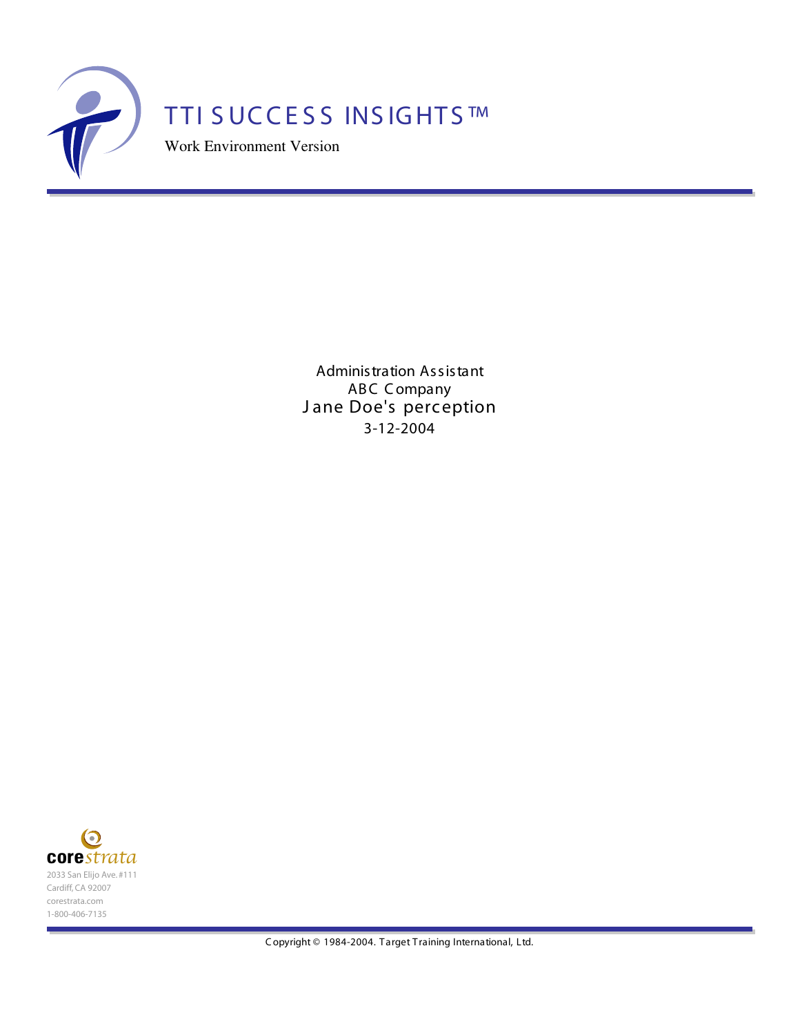# TTI SUCCESS INSIGHTS™

Work Environment Version

Administration Assistant
ABC Company
Jane Doe's perception
3-12-2004

corestrata
2033 San Elijo Ave. #111
Cardiff, CA 92007
corestrata.com
1-800-406-7135

Copyright © 1984-2004. Target Training International, Ltd.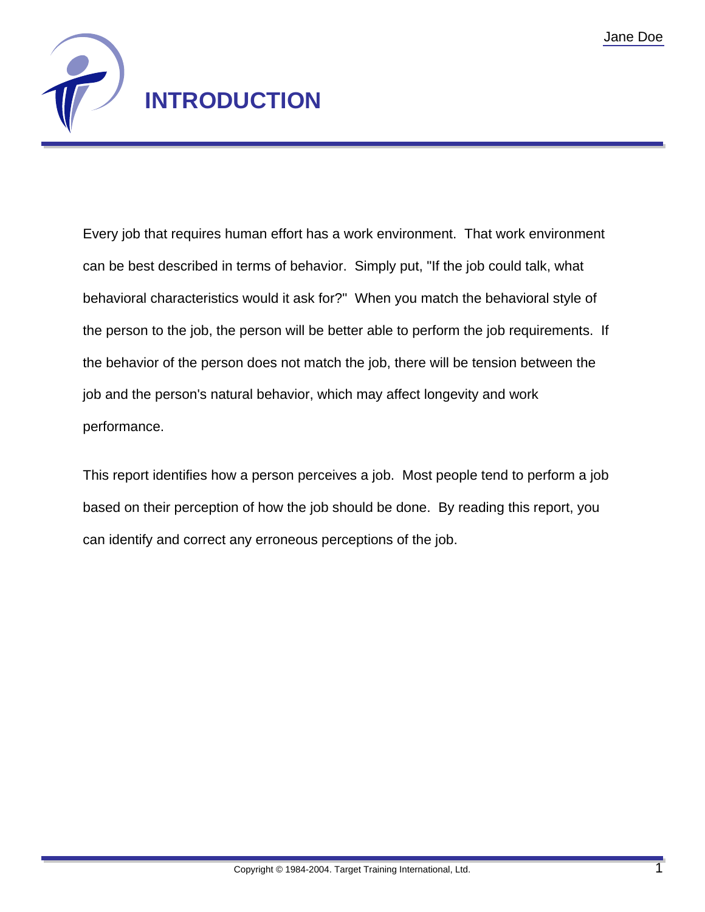# INTRODUCTION

Every job that requires human effort has a work environment. That work environment can be best described in terms of behavior. Simply put, "If the job could talk, what behavioral characteristics would it ask for?" When you match the behavioral style of the person to the job, the person will be better able to perform the job requirements. If the behavior of the person does not match the job, there will be tension between the job and the person's natural behavior, which may affect longevity and work performance.

This report identifies how a person perceives a job. Most people tend to perform a job based on their perception of how the job should be done. By reading this report, you can identify and correct any erroneous perceptions of the job.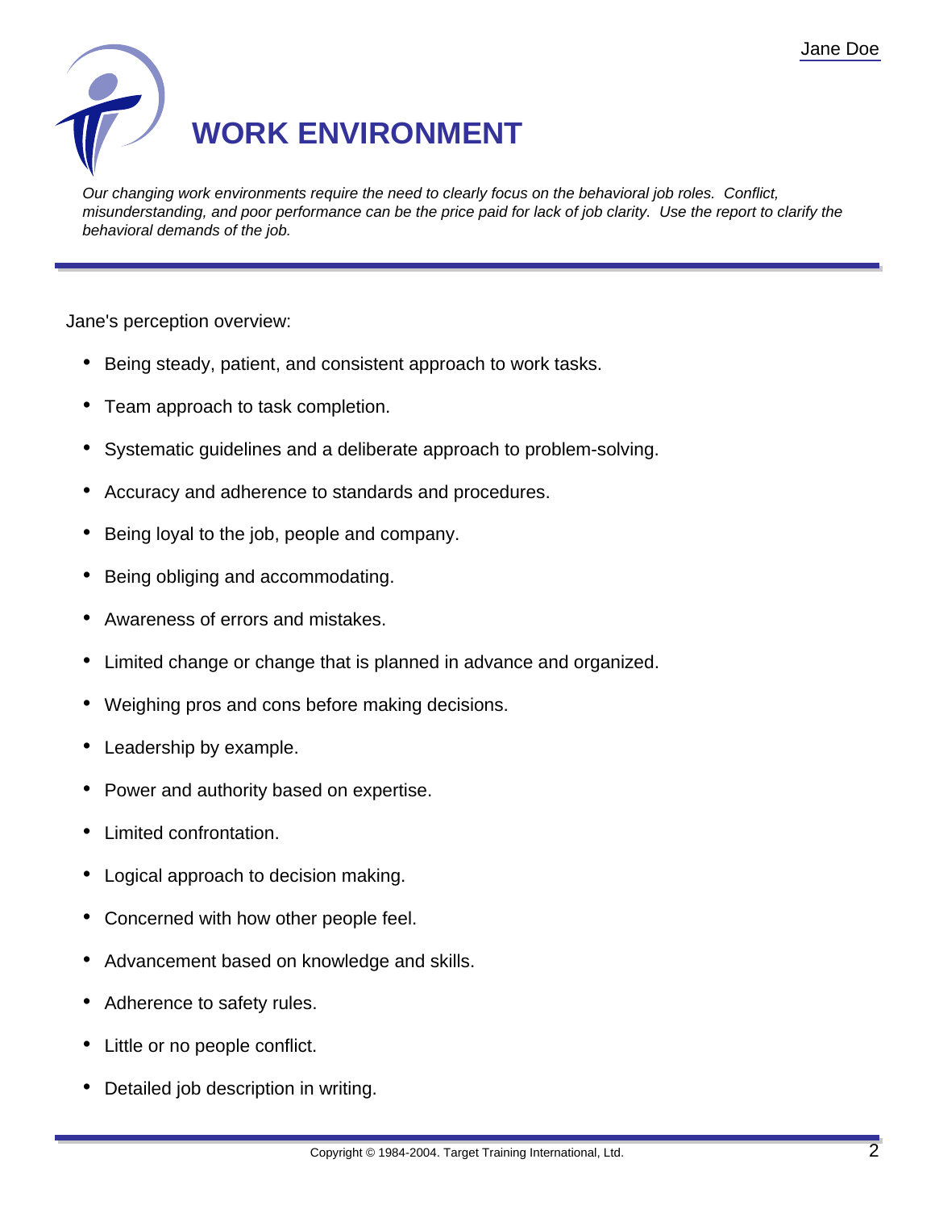# WORK ENVIRONMENT

*Our changing work environments require the need to clearly focus on the behavioral job roles. Conflict, misunderstanding, and poor performance can be the price paid for lack of job clarity. Use the report to clarify the behavioral demands of the job.*

Jane's perception overview:

- Being steady, patient, and consistent approach to work tasks.
- Team approach to task completion.
- Systematic guidelines and a deliberate approach to problem-solving.
- Accuracy and adherence to standards and procedures.
- Being loyal to the job, people and company.
- Being obliging and accommodating.
- Awareness of errors and mistakes.
- Limited change or change that is planned in advance and organized.
- Weighing pros and cons before making decisions.
- Leadership by example.
- Power and authority based on expertise.
- Limited confrontation.
- Logical approach to decision making.
- Concerned with how other people feel.
- Advancement based on knowledge and skills.
- Adherence to safety rules.
- Little or no people conflict.
- Detailed job description in writing.

Copyright © 1984-2004. Target Training International, Ltd.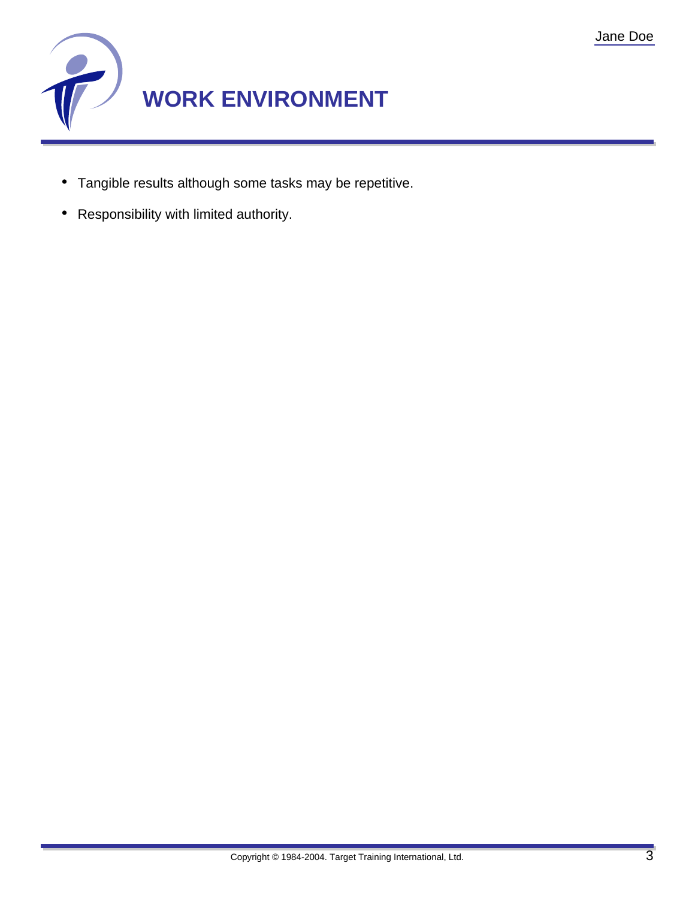# WORK ENVIRONMENT

- Tangible results although some tasks may be repetitive.
- Responsibility with limited authority.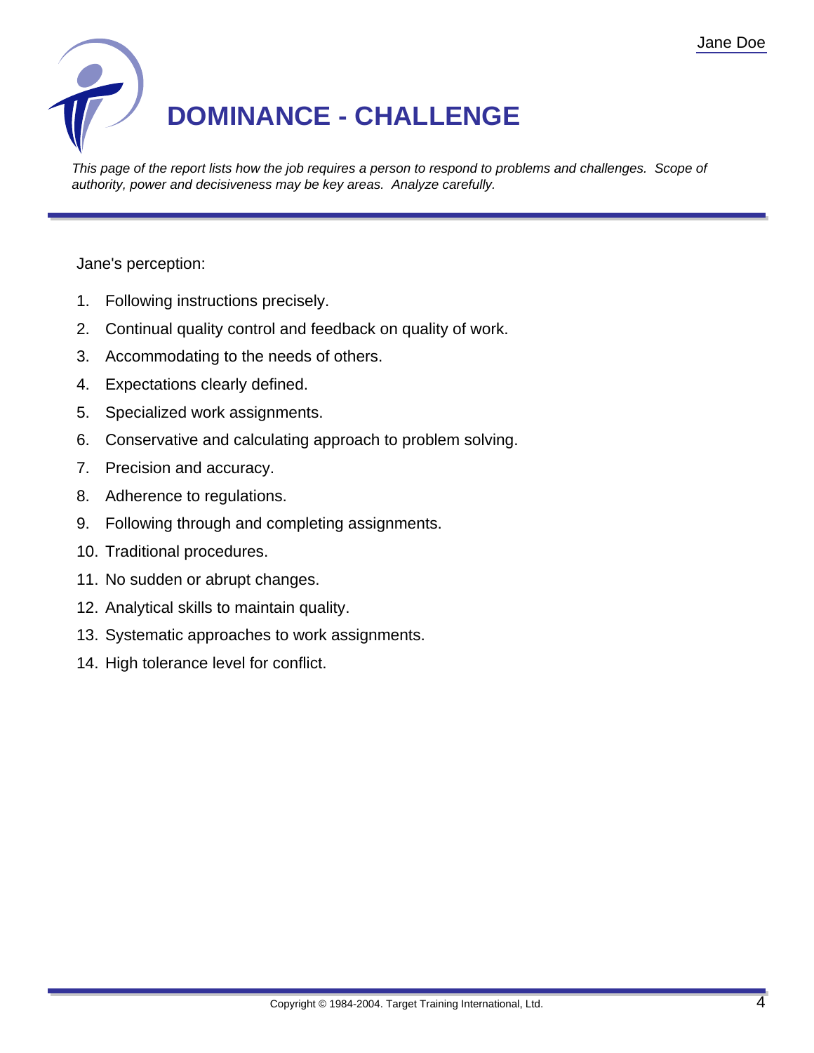# DOMINANCE - CHALLENGE

*This page of the report lists how the job requires a person to respond to problems and challenges. Scope of authority, power and decisiveness may be key areas. Analyze carefully.*

Jane's perception:

1. Following instructions precisely.
2. Continual quality control and feedback on quality of work.
3. Accommodating to the needs of others.
4. Expectations clearly defined.
5. Specialized work assignments.
6. Conservative and calculating approach to problem solving.
7. Precision and accuracy.
8. Adherence to regulations.
9. Following through and completing assignments.
10. Traditional procedures.
11. No sudden or abrupt changes.
12. Analytical skills to maintain quality.
13. Systematic approaches to work assignments.
14. High tolerance level for conflict.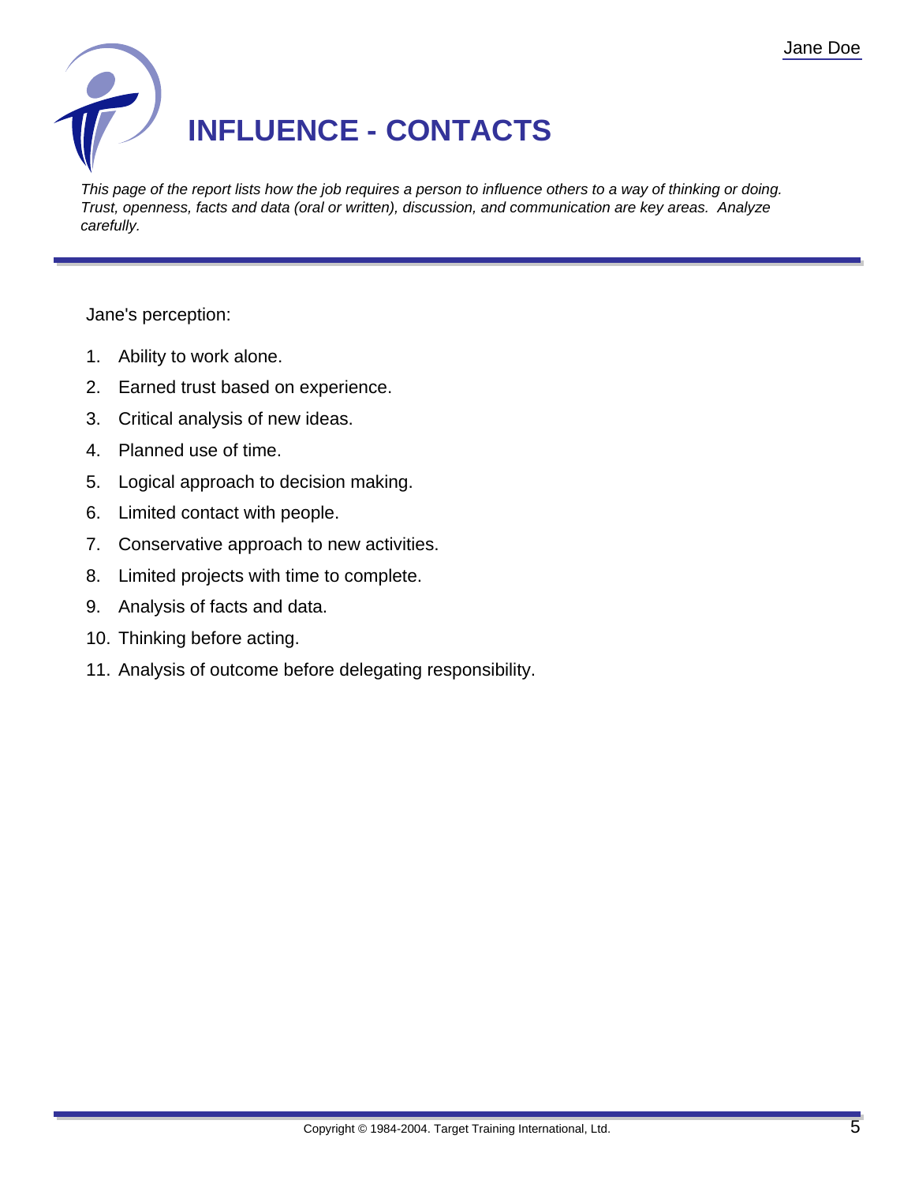# INFLUENCE - CONTACTS

*This page of the report lists how the job requires a person to influence others to a way of thinking or doing. Trust, openness, facts and data (oral or written), discussion, and communication are key areas. Analyze carefully.*

Jane's perception:

1. Ability to work alone.
2. Earned trust based on experience.
3. Critical analysis of new ideas.
4. Planned use of time.
5. Logical approach to decision making.
6. Limited contact with people.
7. Conservative approach to new activities.
8. Limited projects with time to complete.
9. Analysis of facts and data.
10. Thinking before acting.
11. Analysis of outcome before delegating responsibility.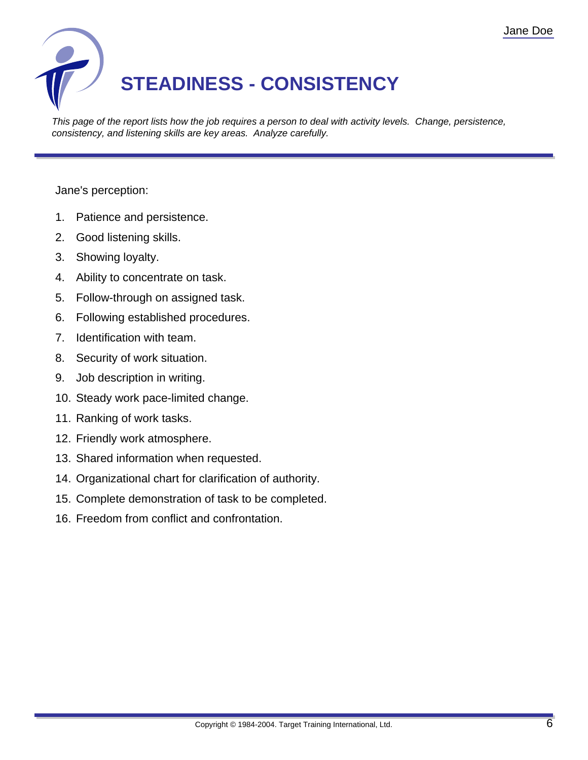# STEADINESS - CONSISTENCY

*This page of the report lists how the job requires a person to deal with activity levels. Change, persistence, consistency, and listening skills are key areas. Analyze carefully.*

Jane's perception:

1. Patience and persistence.
2. Good listening skills.
3. Showing loyalty.
4. Ability to concentrate on task.
5. Follow-through on assigned task.
6. Following established procedures.
7. Identification with team.
8. Security of work situation.
9. Job description in writing.
10. Steady work pace-limited change.
11. Ranking of work tasks.
12. Friendly work atmosphere.
13. Shared information when requested.
14. Organizational chart for clarification of authority.
15. Complete demonstration of task to be completed.
16. Freedom from conflict and confrontation.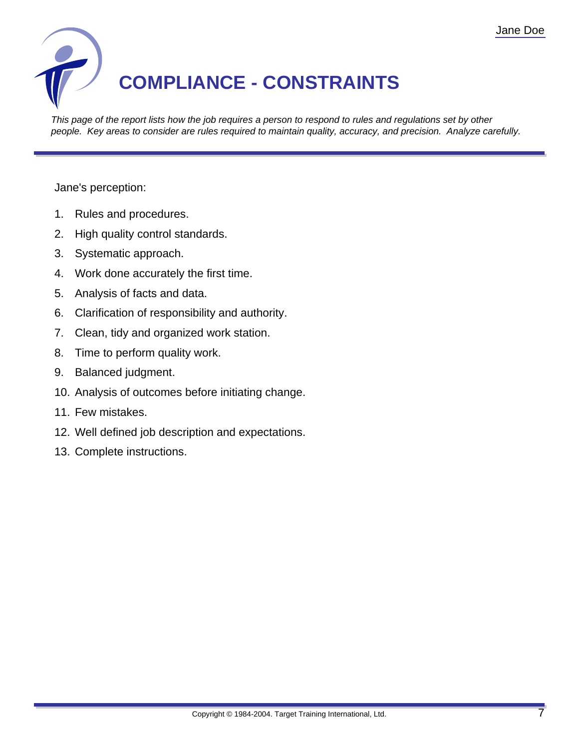# COMPLIANCE - CONSTRAINTS

*This page of the report lists how the job requires a person to respond to rules and regulations set by other people. Key areas to consider are rules required to maintain quality, accuracy, and precision. Analyze carefully.*

Jane's perception:

1. Rules and procedures.
2. High quality control standards.
3. Systematic approach.
4. Work done accurately the first time.
5. Analysis of facts and data.
6. Clarification of responsibility and authority.
7. Clean, tidy and organized work station.
8. Time to perform quality work.
9. Balanced judgment.
10. Analysis of outcomes before initiating change.
11. Few mistakes.
12. Well defined job description and expectations.
13. Complete instructions.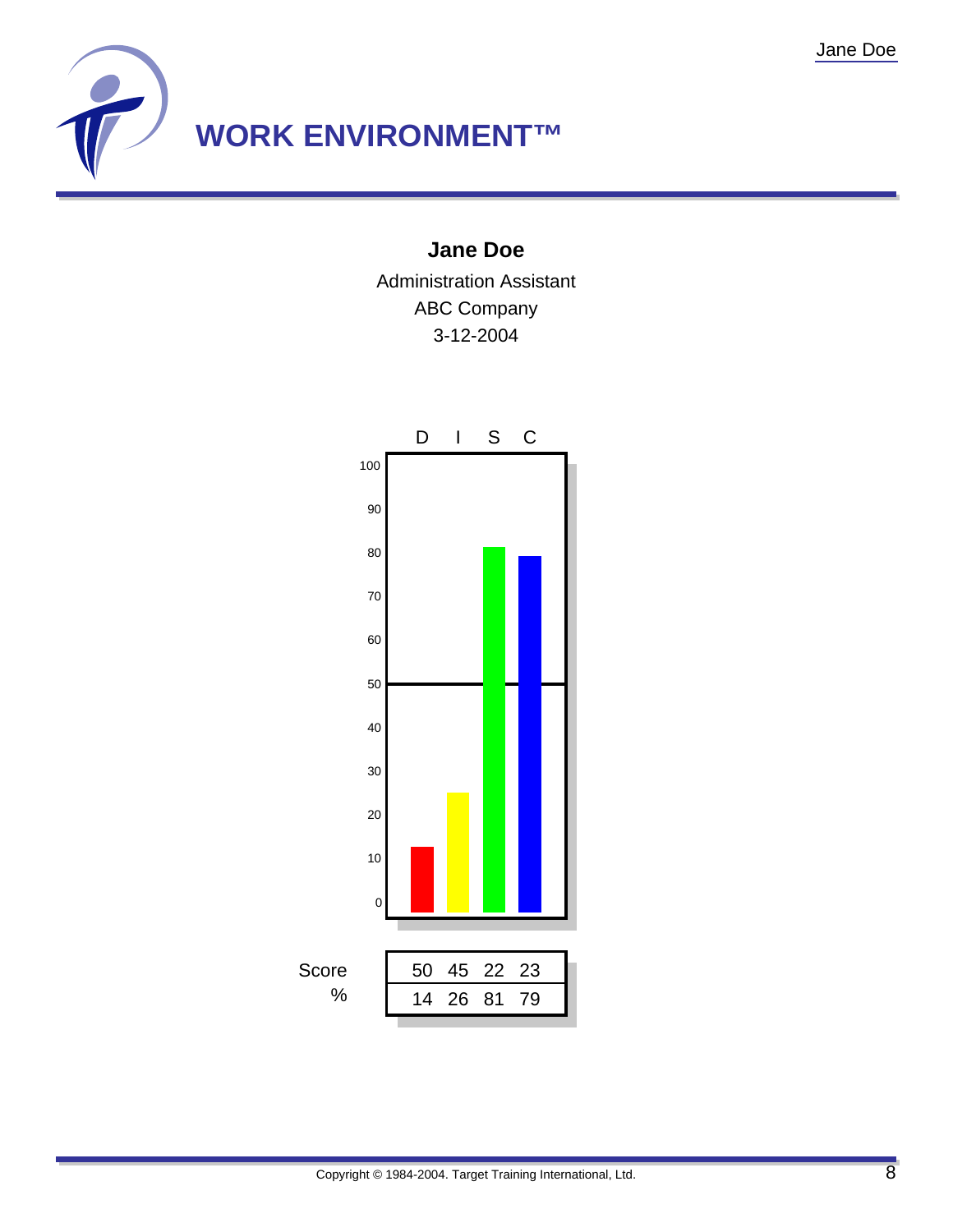# WORK ENVIRONMENT™

**Jane Doe**

Administration Assistant

ABC Company

3-12-2004

| | D | I | S | C |
|---|---|---|---|---|
| Score | 50 | 45 | 22 | 23 |
| % | 14 | 26 | 81 | 79 |

Copyright © 1984-2004. Target Training International, Ltd.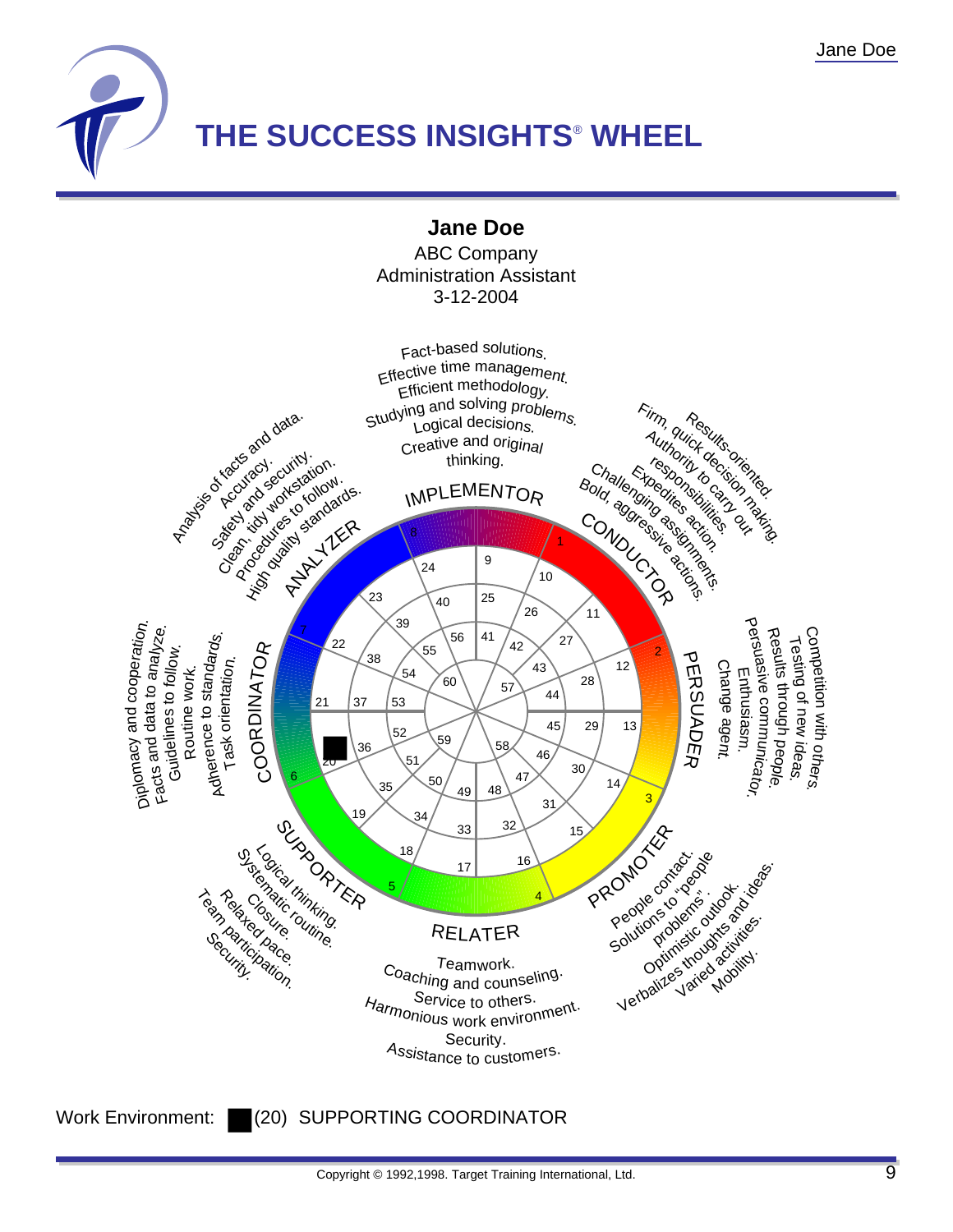# THE SUCCESS INSIGHTS® WHEEL

**Jane Doe**
ABC Company
Administration Assistant
3-12-2004

IMPLEMENTOR
Fact-based solutions.
Effective time management.
Efficient methodology.
Studying and solving problems.
Logical decisions.
Creative and original thinking.

CONDUCTOR
Results-oriented.
Firm, quick decision making.
Authority to carry out responsibilities.
Expedites action.
Challenging assignments.
Bold, aggressive actions.

PERSUADER
Competition with others.
Testing of new ideas.
Results through people.
Persuasive communicator.
Enthusiasm.
Change agent.

PROMOTER
People contact.
Solutions to "people problems".
Optimistic outlook.
Verbalizes thoughts and ideas.
Varied activities.
Mobility.

RELATER
Teamwork.
Coaching and counseling.
Service to others.
Harmonious work environment.
Security.
Assistance to customers.

SUPPORTER
Logical thinking.
Systematic routine.
Closure.
Relaxed pace.
Team participation.
Security.

COORDINATOR
Diplomacy and cooperation.
Facts and data to analyze.
Guidelines to follow.
Routine work.
Adherence to standards.
Task orientation.

ANALYZER
Analysis of facts and data.
Accuracy.
Safety and security.
Clean, tidy workstation.
Procedures to follow.
High quality standards.

Work Environment: ■ (20) SUPPORTING COORDINATOR

Copyright © 1992,1998. Target Training International, Ltd.